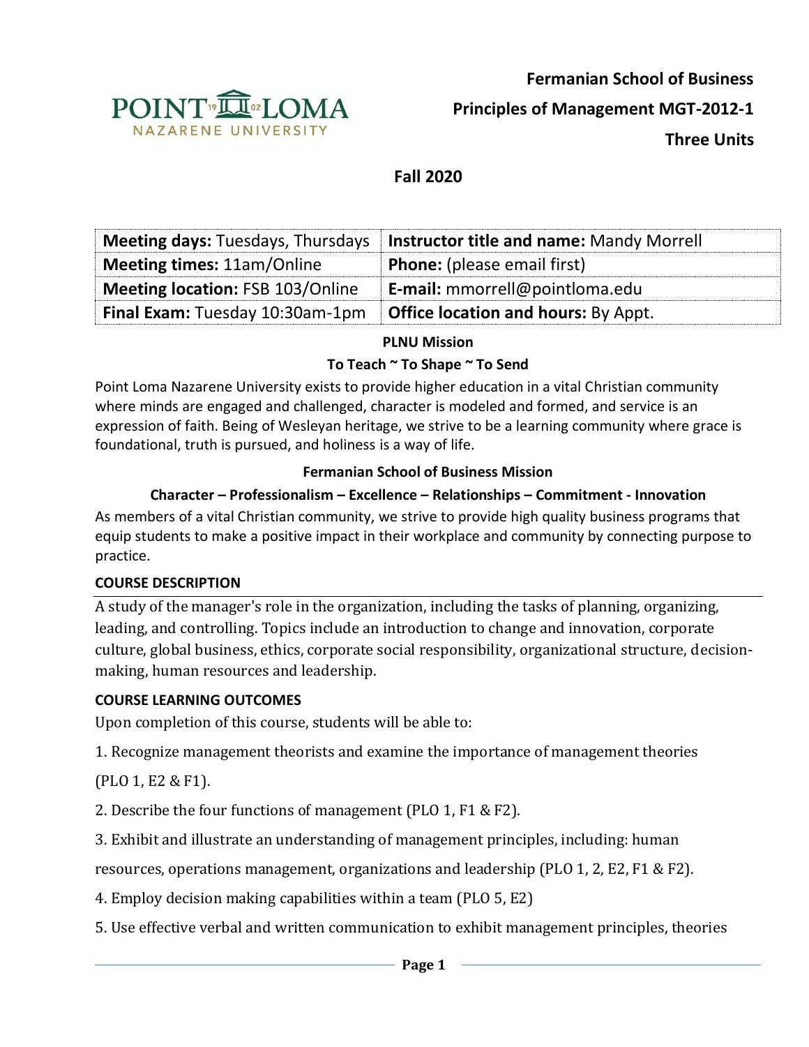**Fermanian School of Business**

**Principles of Management MGT-2012-1**

**Three Units**

**Fall 2020**

| | |
|---|---|
| **Meeting days:** Tuesdays, Thursdays | **Instructor title and name:** Mandy Morrell |
| **Meeting times:** 11am/Online | **Phone:** (please email first) |
| **Meeting location:** FSB 103/Online | **E-mail:** mmorrell@pointloma.edu |
| **Final Exam:** Tuesday 10:30am-1pm | **Office location and hours:** By Appt. |

**PLNU Mission**

**To Teach ~ To Shape ~ To Send**

Point Loma Nazarene University exists to provide higher education in a vital Christian community where minds are engaged and challenged, character is modeled and formed, and service is an expression of faith. Being of Wesleyan heritage, we strive to be a learning community where grace is foundational, truth is pursued, and holiness is a way of life.

**Fermanian School of Business Mission**

**Character – Professionalism – Excellence – Relationships – Commitment - Innovation**

As members of a vital Christian community, we strive to provide high quality business programs that equip students to make a positive impact in their workplace and community by connecting purpose to practice.

**COURSE DESCRIPTION**

A study of the manager's role in the organization, including the tasks of planning, organizing, leading, and controlling. Topics include an introduction to change and innovation, corporate culture, global business, ethics, corporate social responsibility, organizational structure, decision-making, human resources and leadership.

**COURSE LEARNING OUTCOMES**

Upon completion of this course, students will be able to:

1. Recognize management theorists and examine the importance of management theories (PLO 1, E2 & F1).
2. Describe the four functions of management (PLO 1, F1 & F2).
3. Exhibit and illustrate an understanding of management principles, including: human resources, operations management, organizations and leadership (PLO 1, 2, E2, F1 & F2).
4. Employ decision making capabilities within a team (PLO 5, E2)
5. Use effective verbal and written communication to exhibit management principles, theories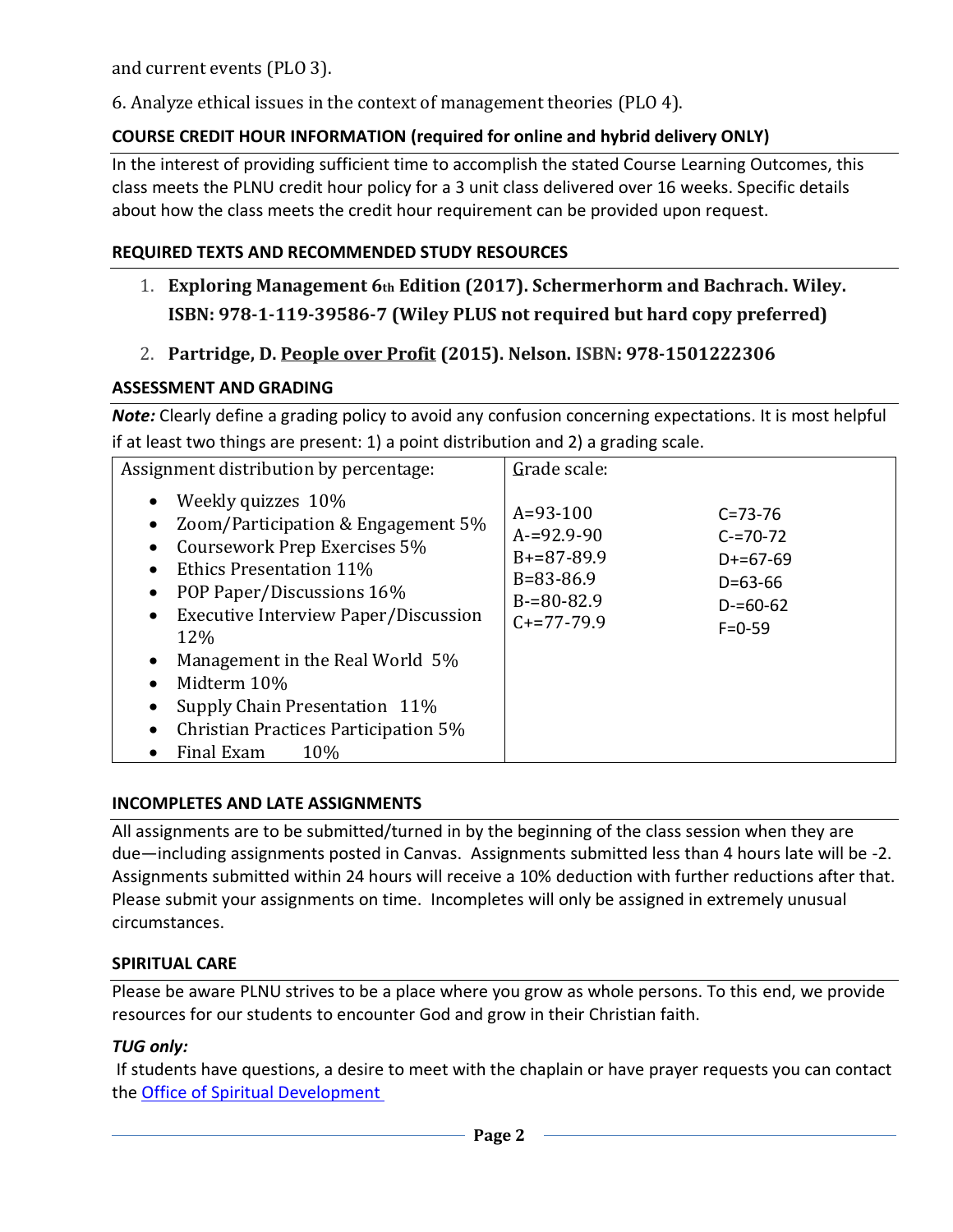and current events (PLO 3).

6. Analyze ethical issues in the context of management theories (PLO 4).

### COURSE CREDIT HOUR INFORMATION (required for online and hybrid delivery ONLY)

In the interest of providing sufficient time to accomplish the stated Course Learning Outcomes, this class meets the PLNU credit hour policy for a 3 unit class delivered over 16 weeks. Specific details about how the class meets the credit hour requirement can be provided upon request.

### REQUIRED TEXTS AND RECOMMENDED STUDY RESOURCES

1. **Exploring Management 6th Edition (2017). Schermerhorn and Bachrach. Wiley. ISBN: 978-1-119-39586-7 (Wiley PLUS not required but hard copy preferred)**
2. **Partridge, D. People over Profit (2015). Nelson. ISBN: 978-1501222306**

### ASSESSMENT AND GRADING

***Note:*** Clearly define a grading policy to avoid any confusion concerning expectations. It is most helpful if at least two things are present: 1) a point distribution and 2) a grading scale.

| Assignment distribution by percentage: | Grade scale: | |
|---|---|---|
| • Weekly quizzes 10%<br>• Zoom/Participation & Engagement 5%<br>• Coursework Prep Exercises 5%<br>• Ethics Presentation 11%<br>• POP Paper/Discussions 16%<br>• Executive Interview Paper/Discussion 12%<br>• Management in the Real World 5%<br>• Midterm 10%<br>• Supply Chain Presentation 11%<br>• Christian Practices Participation 5%<br>• Final Exam 10% | A=93-100<br>A-=92.9-90<br>B+=87-89.9<br>B=83-86.9<br>B-=80-82.9<br>C+=77-79.9 | C=73-76<br>C-=70-72<br>D+=67-69<br>D=63-66<br>D-=60-62<br>F=0-59 |

### INCOMPLETES AND LATE ASSIGNMENTS

All assignments are to be submitted/turned in by the beginning of the class session when they are due—including assignments posted in Canvas. Assignments submitted less than 4 hours late will be -2. Assignments submitted within 24 hours will receive a 10% deduction with further reductions after that. Please submit your assignments on time. Incompletes will only be assigned in extremely unusual circumstances.

### SPIRITUAL CARE

Please be aware PLNU strives to be a place where you grow as whole persons. To this end, we provide resources for our students to encounter God and grow in their Christian faith.

***TUG only:***

If students have questions, a desire to meet with the chaplain or have prayer requests you can contact the Office of Spiritual Development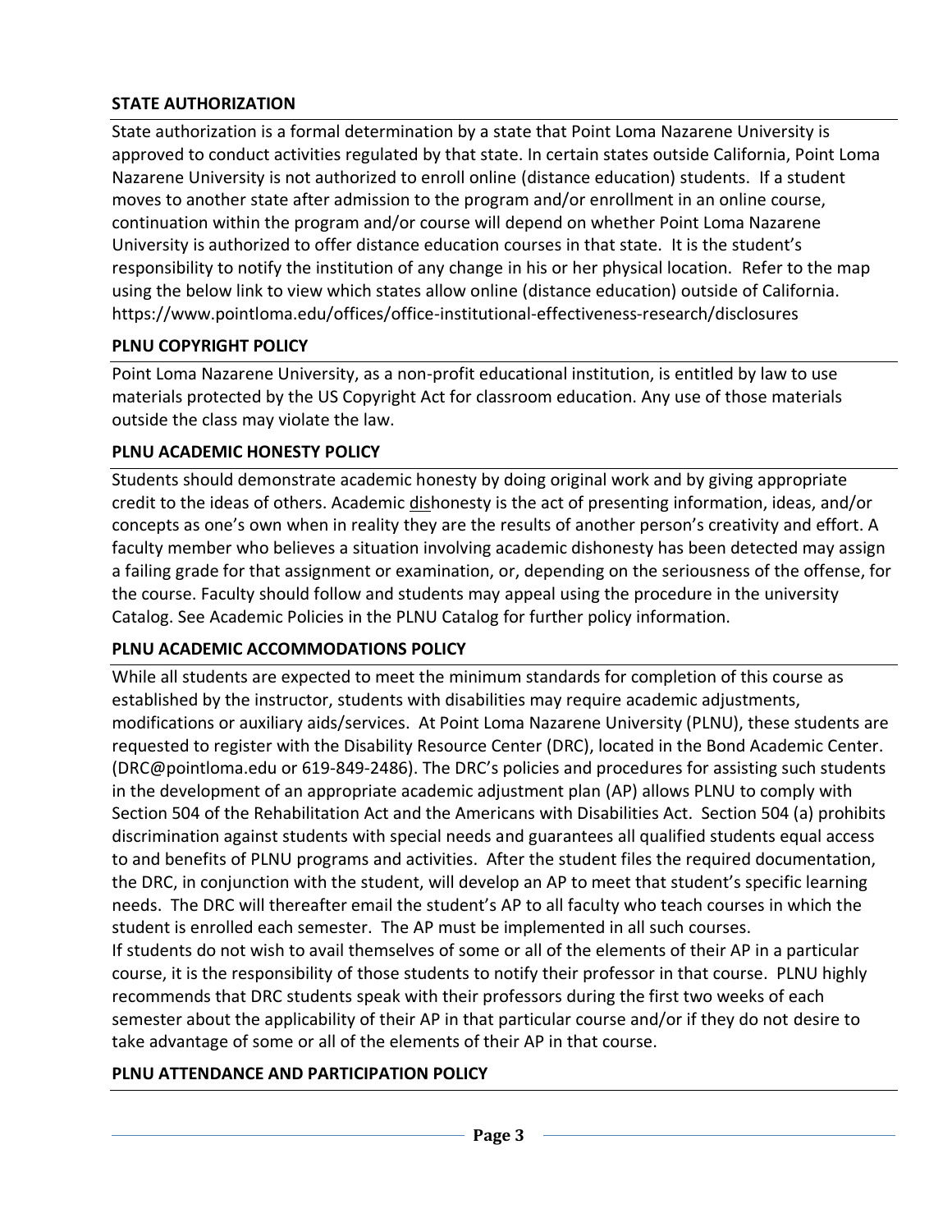**STATE AUTHORIZATION**

State authorization is a formal determination by a state that Point Loma Nazarene University is approved to conduct activities regulated by that state. In certain states outside California, Point Loma Nazarene University is not authorized to enroll online (distance education) students. If a student moves to another state after admission to the program and/or enrollment in an online course, continuation within the program and/or course will depend on whether Point Loma Nazarene University is authorized to offer distance education courses in that state. It is the student's responsibility to notify the institution of any change in his or her physical location. Refer to the map using the below link to view which states allow online (distance education) outside of California. https://www.pointloma.edu/offices/office-institutional-effectiveness-research/disclosures

**PLNU COPYRIGHT POLICY**

Point Loma Nazarene University, as a non-profit educational institution, is entitled by law to use materials protected by the US Copyright Act for classroom education. Any use of those materials outside the class may violate the law.

**PLNU ACADEMIC HONESTY POLICY**

Students should demonstrate academic honesty by doing original work and by giving appropriate credit to the ideas of others. Academic <u>dis</u>honesty is the act of presenting information, ideas, and/or concepts as one's own when in reality they are the results of another person's creativity and effort. A faculty member who believes a situation involving academic dishonesty has been detected may assign a failing grade for that assignment or examination, or, depending on the seriousness of the offense, for the course. Faculty should follow and students may appeal using the procedure in the university Catalog. See Academic Policies in the PLNU Catalog for further policy information.

**PLNU ACADEMIC ACCOMMODATIONS POLICY**

While all students are expected to meet the minimum standards for completion of this course as established by the instructor, students with disabilities may require academic adjustments, modifications or auxiliary aids/services. At Point Loma Nazarene University (PLNU), these students are requested to register with the Disability Resource Center (DRC), located in the Bond Academic Center. (DRC@pointloma.edu or 619-849-2486). The DRC's policies and procedures for assisting such students in the development of an appropriate academic adjustment plan (AP) allows PLNU to comply with Section 504 of the Rehabilitation Act and the Americans with Disabilities Act. Section 504 (a) prohibits discrimination against students with special needs and guarantees all qualified students equal access to and benefits of PLNU programs and activities. After the student files the required documentation, the DRC, in conjunction with the student, will develop an AP to meet that student's specific learning needs. The DRC will thereafter email the student's AP to all faculty who teach courses in which the student is enrolled each semester. The AP must be implemented in all such courses.
If students do not wish to avail themselves of some or all of the elements of their AP in a particular course, it is the responsibility of those students to notify their professor in that course. PLNU highly recommends that DRC students speak with their professors during the first two weeks of each semester about the applicability of their AP in that particular course and/or if they do not desire to take advantage of some or all of the elements of their AP in that course.

**PLNU ATTENDANCE AND PARTICIPATION POLICY**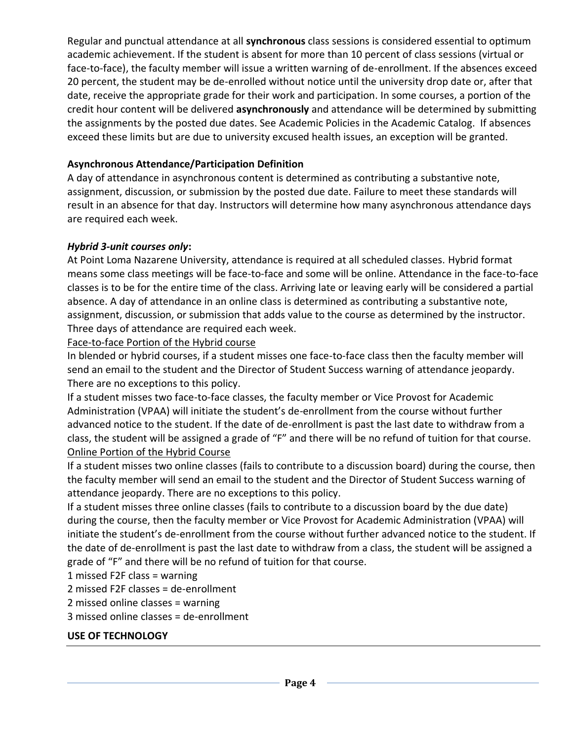Regular and punctual attendance at all **synchronous** class sessions is considered essential to optimum academic achievement. If the student is absent for more than 10 percent of class sessions (virtual or face-to-face), the faculty member will issue a written warning of de-enrollment. If the absences exceed 20 percent, the student may be de-enrolled without notice until the university drop date or, after that date, receive the appropriate grade for their work and participation. In some courses, a portion of the credit hour content will be delivered **asynchronously** and attendance will be determined by submitting the assignments by the posted due dates. See Academic Policies in the Academic Catalog. If absences exceed these limits but are due to university excused health issues, an exception will be granted.

**Asynchronous Attendance/Participation Definition**

A day of attendance in asynchronous content is determined as contributing a substantive note, assignment, discussion, or submission by the posted due date. Failure to meet these standards will result in an absence for that day. Instructors will determine how many asynchronous attendance days are required each week.

***Hybrid 3-unit courses only*:**

At Point Loma Nazarene University, attendance is required at all scheduled classes. Hybrid format means some class meetings will be face-to-face and some will be online. Attendance in the face-to-face classes is to be for the entire time of the class. Arriving late or leaving early will be considered a partial absence. A day of attendance in an online class is determined as contributing a substantive note, assignment, discussion, or submission that adds value to the course as determined by the instructor. Three days of attendance are required each week.

Face-to-face Portion of the Hybrid course

In blended or hybrid courses, if a student misses one face-to-face class then the faculty member will send an email to the student and the Director of Student Success warning of attendance jeopardy. There are no exceptions to this policy.

If a student misses two face-to-face classes, the faculty member or Vice Provost for Academic Administration (VPAA) will initiate the student's de-enrollment from the course without further advanced notice to the student. If the date of de-enrollment is past the last date to withdraw from a class, the student will be assigned a grade of "F" and there will be no refund of tuition for that course.

Online Portion of the Hybrid Course

If a student misses two online classes (fails to contribute to a discussion board) during the course, then the faculty member will send an email to the student and the Director of Student Success warning of attendance jeopardy. There are no exceptions to this policy.

If a student misses three online classes (fails to contribute to a discussion board by the due date) during the course, then the faculty member or Vice Provost for Academic Administration (VPAA) will initiate the student's de-enrollment from the course without further advanced notice to the student. If the date of de-enrollment is past the last date to withdraw from a class, the student will be assigned a grade of "F" and there will be no refund of tuition for that course.

1 missed F2F class = warning

2 missed F2F classes = de-enrollment

2 missed online classes = warning

3 missed online classes = de-enrollment

**USE OF TECHNOLOGY**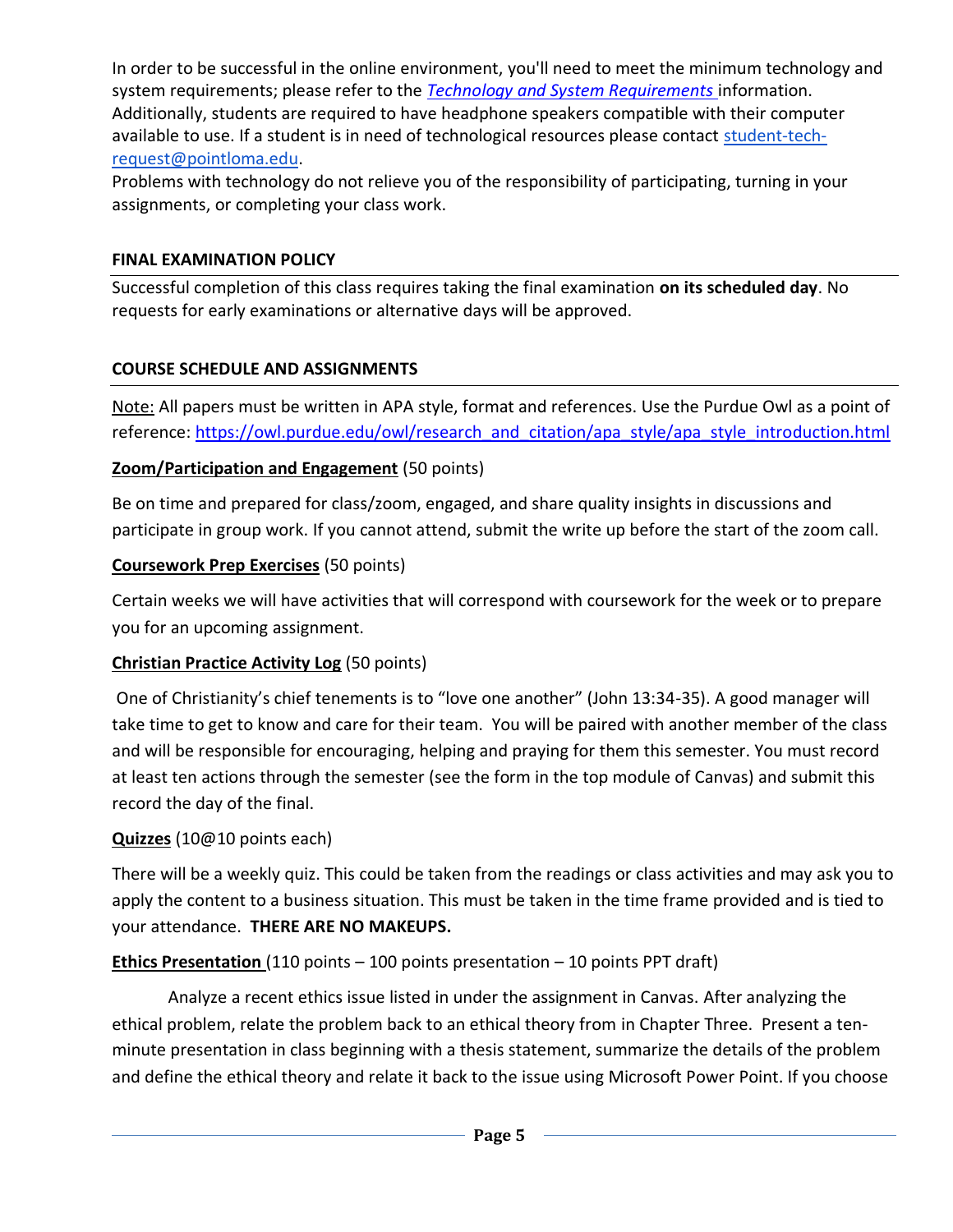In order to be successful in the online environment, you'll need to meet the minimum technology and system requirements; please refer to the *[Technology and System Requirements](Technology and System Requirements)* information. Additionally, students are required to have headphone speakers compatible with their computer available to use. If a student is in need of technological resources please contact [student-tech-request@pointloma.edu](mailto:student-tech-request@pointloma.edu).

Problems with technology do not relieve you of the responsibility of participating, turning in your assignments, or completing your class work.

## FINAL EXAMINATION POLICY

Successful completion of this class requires taking the final examination **on its scheduled day**. No requests for early examinations or alternative days will be approved.

## COURSE SCHEDULE AND ASSIGNMENTS

Note: All papers must be written in APA style, format and references. Use the Purdue Owl as a point of reference: https://owl.purdue.edu/owl/research_and_citation/apa_style/apa_style_introduction.html

**Zoom/Participation and Engagement** (50 points)

Be on time and prepared for class/zoom, engaged, and share quality insights in discussions and participate in group work. If you cannot attend, submit the write up before the start of the zoom call.

**Coursework Prep Exercises** (50 points)

Certain weeks we will have activities that will correspond with coursework for the week or to prepare you for an upcoming assignment.

**Christian Practice Activity Log** (50 points)

One of Christianity's chief tenements is to "love one another" (John 13:34-35). A good manager will take time to get to know and care for their team. You will be paired with another member of the class and will be responsible for encouraging, helping and praying for them this semester. You must record at least ten actions through the semester (see the form in the top module of Canvas) and submit this record the day of the final.

**Quizzes** (10@10 points each)

There will be a weekly quiz. This could be taken from the readings or class activities and may ask you to apply the content to a business situation. This must be taken in the time frame provided and is tied to your attendance. **THERE ARE NO MAKEUPS.**

**Ethics Presentation** (110 points – 100 points presentation – 10 points PPT draft)

Analyze a recent ethics issue listed in under the assignment in Canvas. After analyzing the ethical problem, relate the problem back to an ethical theory from in Chapter Three. Present a ten-minute presentation in class beginning with a thesis statement, summarize the details of the problem and define the ethical theory and relate it back to the issue using Microsoft Power Point. If you choose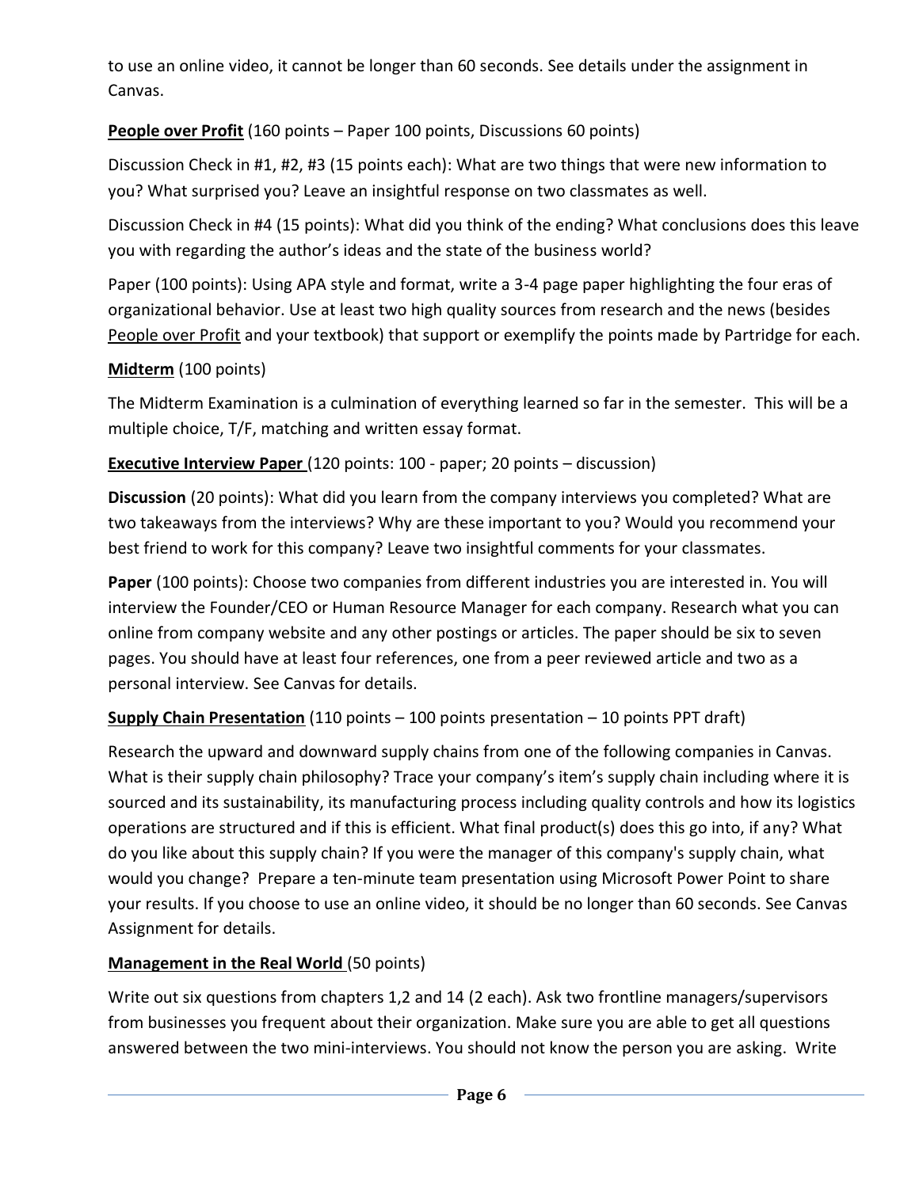to use an online video, it cannot be longer than 60 seconds. See details under the assignment in Canvas.

**People over Profit** (160 points – Paper 100 points, Discussions 60 points)

Discussion Check in #1, #2, #3 (15 points each): What are two things that were new information to you? What surprised you? Leave an insightful response on two classmates as well.

Discussion Check in #4 (15 points): What did you think of the ending? What conclusions does this leave you with regarding the author's ideas and the state of the business world?

Paper (100 points): Using APA style and format, write a 3-4 page paper highlighting the four eras of organizational behavior. Use at least two high quality sources from research and the news (besides People over Profit and your textbook) that support or exemplify the points made by Partridge for each.

**Midterm** (100 points)

The Midterm Examination is a culmination of everything learned so far in the semester. This will be a multiple choice, T/F, matching and written essay format.

**Executive Interview Paper** (120 points: 100 - paper; 20 points – discussion)

**Discussion** (20 points): What did you learn from the company interviews you completed? What are two takeaways from the interviews? Why are these important to you? Would you recommend your best friend to work for this company? Leave two insightful comments for your classmates.

**Paper** (100 points): Choose two companies from different industries you are interested in. You will interview the Founder/CEO or Human Resource Manager for each company. Research what you can online from company website and any other postings or articles. The paper should be six to seven pages. You should have at least four references, one from a peer reviewed article and two as a personal interview. See Canvas for details.

**Supply Chain Presentation** (110 points – 100 points presentation – 10 points PPT draft)

Research the upward and downward supply chains from one of the following companies in Canvas. What is their supply chain philosophy? Trace your company's item's supply chain including where it is sourced and its sustainability, its manufacturing process including quality controls and how its logistics operations are structured and if this is efficient. What final product(s) does this go into, if any? What do you like about this supply chain? If you were the manager of this company's supply chain, what would you change? Prepare a ten-minute team presentation using Microsoft Power Point to share your results. If you choose to use an online video, it should be no longer than 60 seconds. See Canvas Assignment for details.

**Management in the Real World** (50 points)

Write out six questions from chapters 1,2 and 14 (2 each). Ask two frontline managers/supervisors from businesses you frequent about their organization. Make sure you are able to get all questions answered between the two mini-interviews. You should not know the person you are asking. Write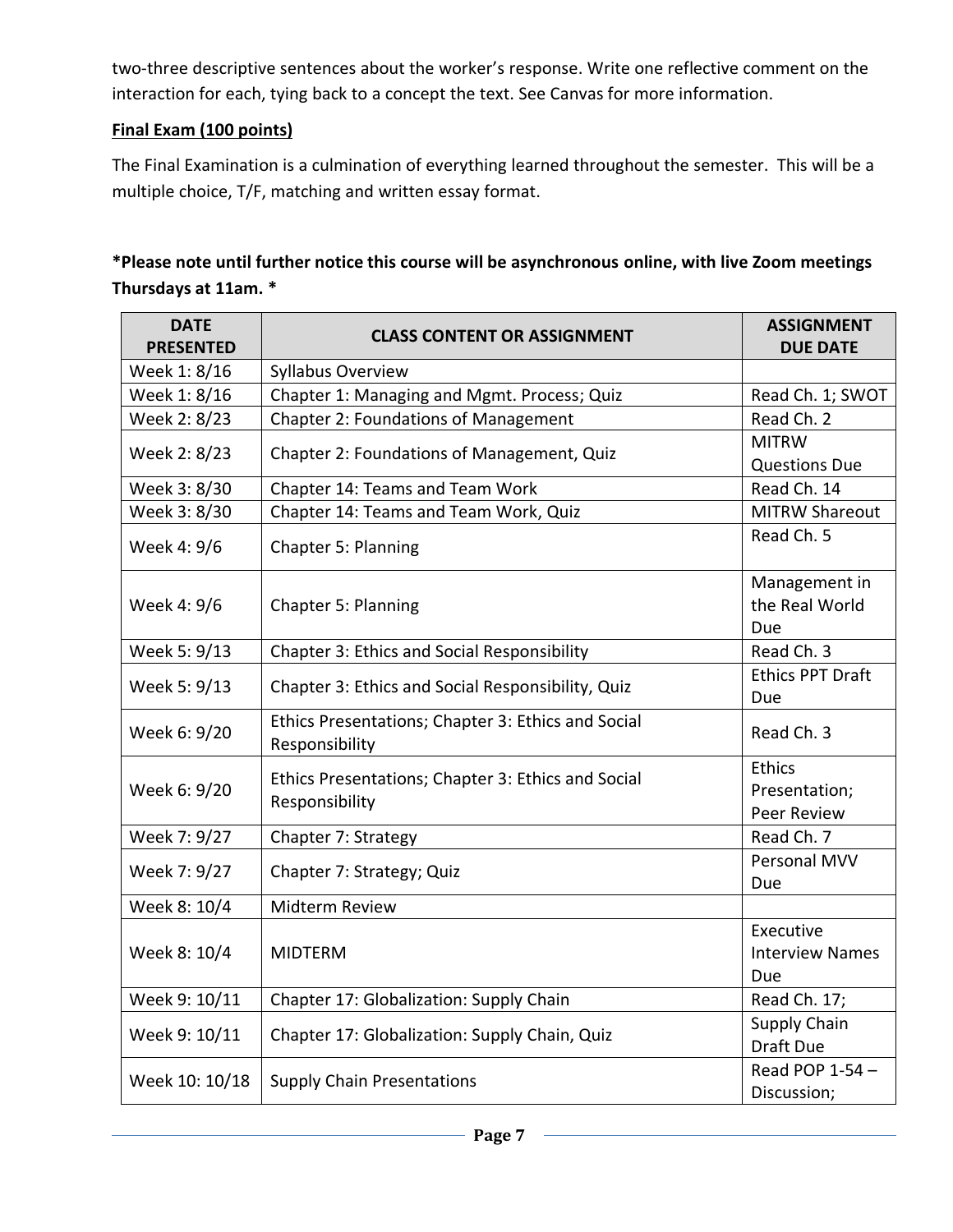two-three descriptive sentences about the worker's response. Write one reflective comment on the interaction for each, tying back to a concept the text. See Canvas for more information.

**Final Exam (100 points)**

The Final Examination is a culmination of everything learned throughout the semester. This will be a multiple choice, T/F, matching and written essay format.

***Please note until further notice this course will be asynchronous online, with live Zoom meetings Thursdays at 11am. ***

| DATE PRESENTED | CLASS CONTENT OR ASSIGNMENT | ASSIGNMENT DUE DATE |
|---|---|---|
| Week 1: 8/16 | Syllabus Overview | |
| Week 1: 8/16 | Chapter 1: Managing and Mgmt. Process; Quiz | Read Ch. 1; SWOT |
| Week 2: 8/23 | Chapter 2: Foundations of Management | Read Ch. 2 |
| Week 2: 8/23 | Chapter 2: Foundations of Management, Quiz | MITRW Questions Due |
| Week 3: 8/30 | Chapter 14: Teams and Team Work | Read Ch. 14 |
| Week 3: 8/30 | Chapter 14: Teams and Team Work, Quiz | MITRW Shareout |
| Week 4: 9/6 | Chapter 5: Planning | Read Ch. 5 |
| Week 4: 9/6 | Chapter 5: Planning | Management in the Real World Due |
| Week 5: 9/13 | Chapter 3: Ethics and Social Responsibility | Read Ch. 3 |
| Week 5: 9/13 | Chapter 3: Ethics and Social Responsibility, Quiz | Ethics PPT Draft Due |
| Week 6: 9/20 | Ethics Presentations; Chapter 3: Ethics and Social Responsibility | Read Ch. 3 |
| Week 6: 9/20 | Ethics Presentations; Chapter 3: Ethics and Social Responsibility | Ethics Presentation; Peer Review |
| Week 7: 9/27 | Chapter 7: Strategy | Read Ch. 7 |
| Week 7: 9/27 | Chapter 7: Strategy; Quiz | Personal MVV Due |
| Week 8: 10/4 | Midterm Review | |
| Week 8: 10/4 | MIDTERM | Executive Interview Names Due |
| Week 9: 10/11 | Chapter 17: Globalization: Supply Chain | Read Ch. 17; |
| Week 9: 10/11 | Chapter 17: Globalization: Supply Chain, Quiz | Supply Chain Draft Due |
| Week 10: 10/18 | Supply Chain Presentations | Read POP 1-54 – Discussion; |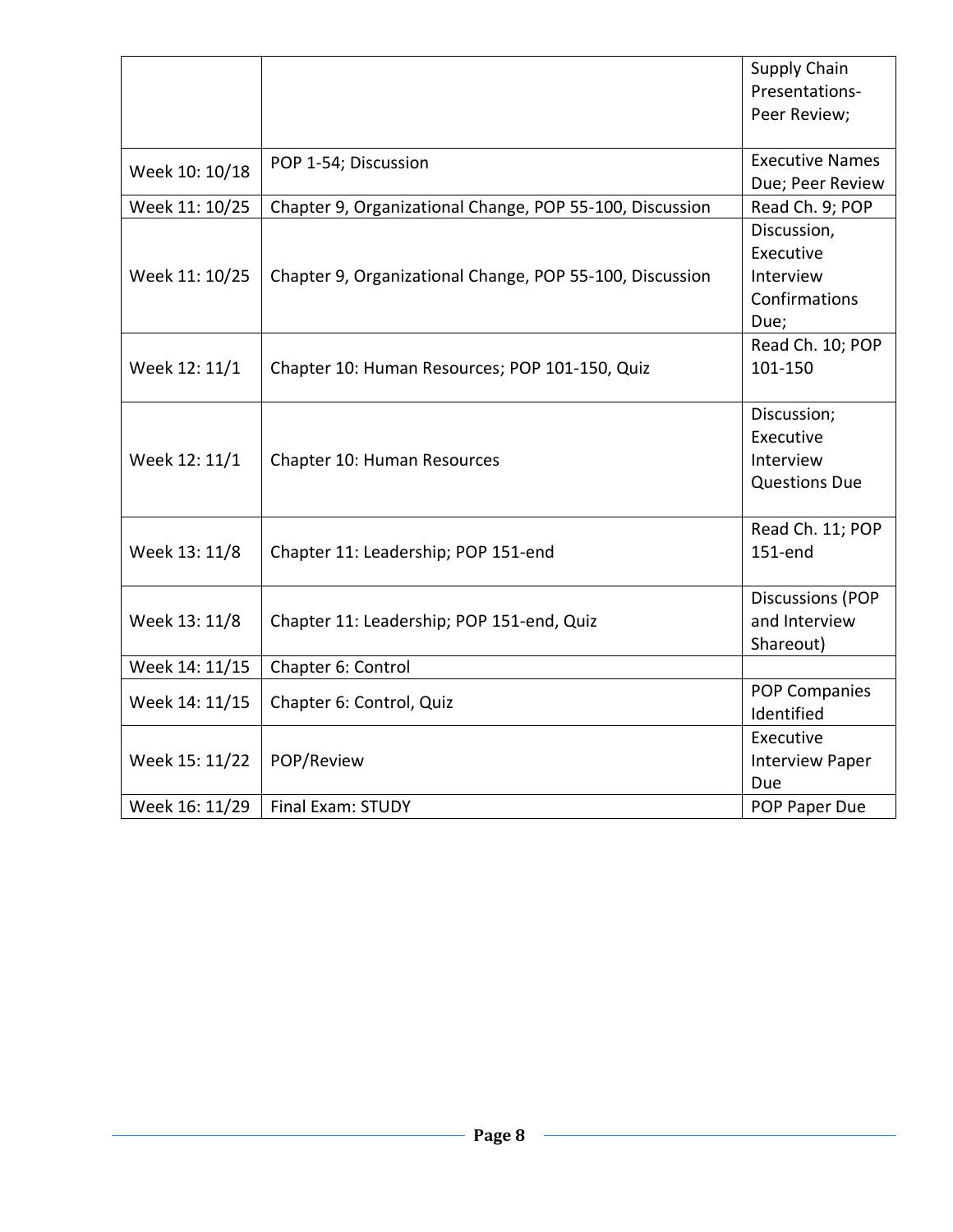| | | |
|---|---|---|
| | | Supply Chain Presentations-Peer Review; |
| Week 10: 10/18 | POP 1-54; Discussion | Executive Names Due; Peer Review |
| Week 11: 10/25 | Chapter 9, Organizational Change, POP 55-100, Discussion | Read Ch. 9; POP |
| Week 11: 10/25 | Chapter 9, Organizational Change, POP 55-100, Discussion | Discussion, Executive Interview Confirmations Due; |
| Week 12: 11/1 | Chapter 10: Human Resources; POP 101-150, Quiz | Read Ch. 10; POP 101-150 |
| Week 12: 11/1 | Chapter 10: Human Resources | Discussion; Executive Interview Questions Due |
| Week 13: 11/8 | Chapter 11: Leadership; POP 151-end | Read Ch. 11; POP 151-end |
| Week 13: 11/8 | Chapter 11: Leadership; POP 151-end, Quiz | Discussions (POP and Interview Shareout) |
| Week 14: 11/15 | Chapter 6: Control | |
| Week 14: 11/15 | Chapter 6: Control, Quiz | POP Companies Identified |
| Week 15: 11/22 | POP/Review | Executive Interview Paper Due |
| Week 16: 11/29 | Final Exam: STUDY | POP Paper Due |